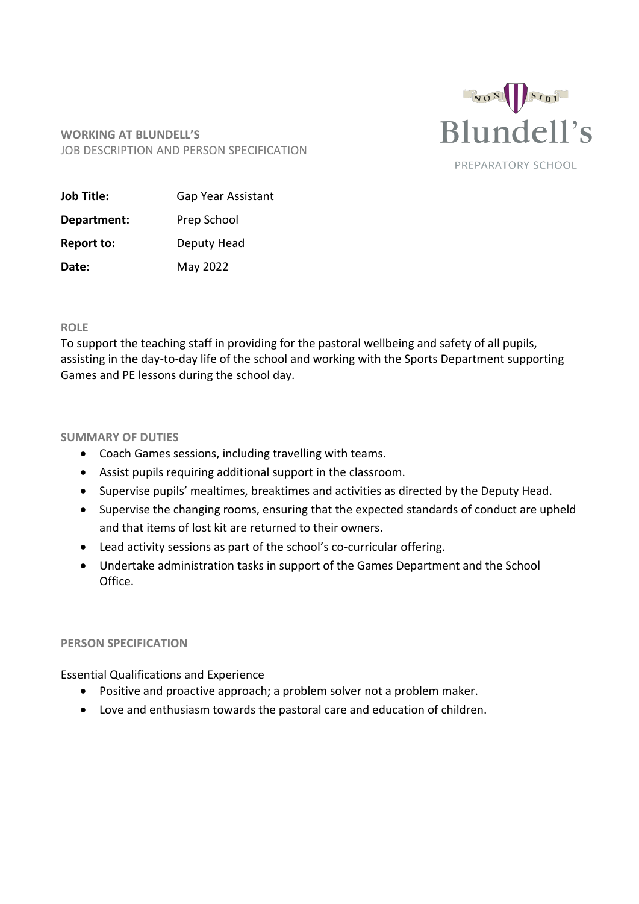**WORKING AT BLUNDELL'S**
JOB DESCRIPTION AND PERSON SPECIFICATION

Blundell's
PREPARATORY SCHOOL

| | |
|---|---|
| **Job Title:** | Gap Year Assistant |
| **Department:** | Prep School |
| **Report to:** | Deputy Head |
| **Date:** | May 2022 |

---

## ROLE

To support the teaching staff in providing for the pastoral wellbeing and safety of all pupils, assisting in the day-to-day life of the school and working with the Sports Department supporting Games and PE lessons during the school day.

---

## SUMMARY OF DUTIES

- Coach Games sessions, including travelling with teams.
- Assist pupils requiring additional support in the classroom.
- Supervise pupils' mealtimes, breaktimes and activities as directed by the Deputy Head.
- Supervise the changing rooms, ensuring that the expected standards of conduct are upheld and that items of lost kit are returned to their owners.
- Lead activity sessions as part of the school's co-curricular offering.
- Undertake administration tasks in support of the Games Department and the School Office.

---

## PERSON SPECIFICATION

Essential Qualifications and Experience

- Positive and proactive approach; a problem solver not a problem maker.
- Love and enthusiasm towards the pastoral care and education of children.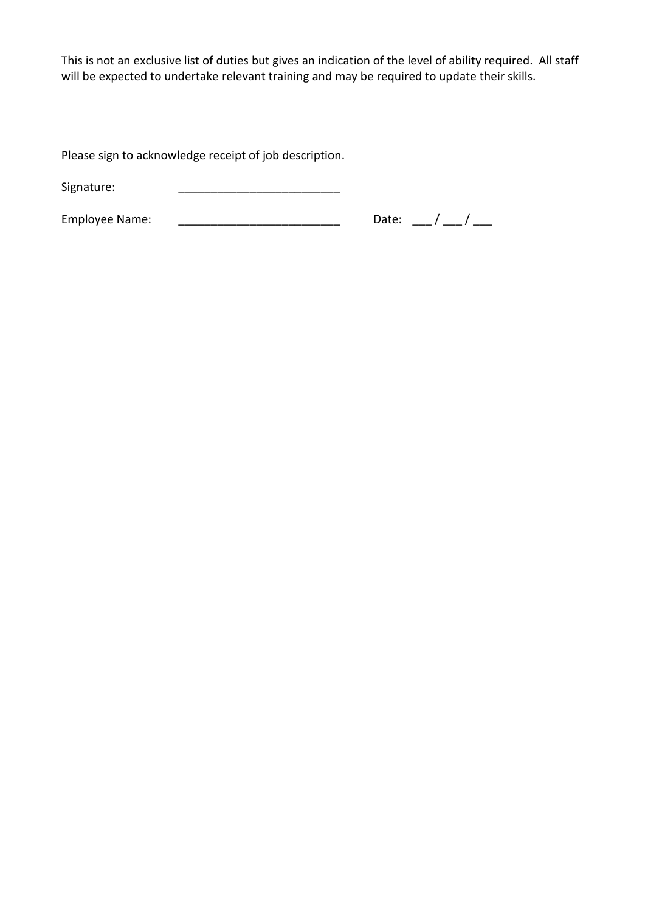This is not an exclusive list of duties but gives an indication of the level of ability required. All staff will be expected to undertake relevant training and may be required to update their skills.

---

Please sign to acknowledge receipt of job description.

Signature: _________________________

Employee Name: _________________________ Date: ___ / ___ / ___